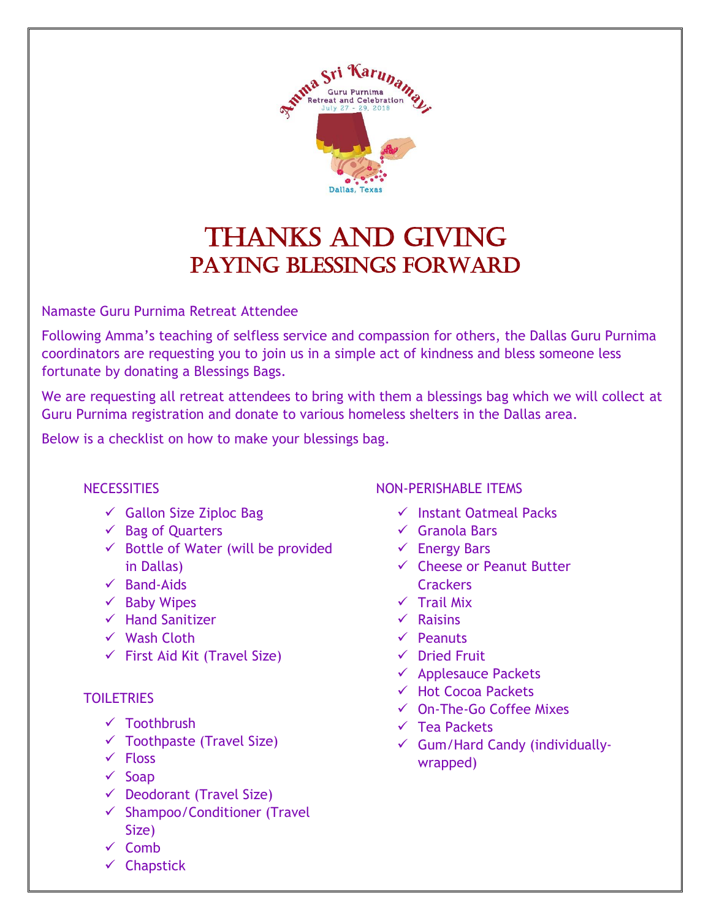Amma Sri Karunamayi
Guru Purnima
Retreat and Celebration
July 27 - 29, 2018
Dallas, Texas

# THANKS AND GIVING
## PAYING BLESSINGS FORWARD

Namaste Guru Purnima Retreat Attendee

Following Amma's teaching of selfless service and compassion for others, the Dallas Guru Purnima coordinators are requesting you to join us in a simple act of kindness and bless someone less fortunate by donating a Blessings Bags.

We are requesting all retreat attendees to bring with them a blessings bag which we will collect at Guru Purnima registration and donate to various homeless shelters in the Dallas area.

Below is a checklist on how to make your blessings bag.

NECESSITIES

- ✓ Gallon Size Ziploc Bag
- ✓ Bag of Quarters
- ✓ Bottle of Water (will be provided in Dallas)
- ✓ Band-Aids
- ✓ Baby Wipes
- ✓ Hand Sanitizer
- ✓ Wash Cloth
- ✓ First Aid Kit (Travel Size)

TOILETRIES

- ✓ Toothbrush
- ✓ Toothpaste (Travel Size)
- ✓ Floss
- ✓ Soap
- ✓ Deodorant (Travel Size)
- ✓ Shampoo/Conditioner (Travel Size)
- ✓ Comb
- ✓ Chapstick

NON-PERISHABLE ITEMS

- ✓ Instant Oatmeal Packs
- ✓ Granola Bars
- ✓ Energy Bars
- ✓ Cheese or Peanut Butter Crackers
- ✓ Trail Mix
- ✓ Raisins
- ✓ Peanuts
- ✓ Dried Fruit
- ✓ Applesauce Packets
- ✓ Hot Cocoa Packets
- ✓ On-The-Go Coffee Mixes
- ✓ Tea Packets
- ✓ Gum/Hard Candy (individually-wrapped)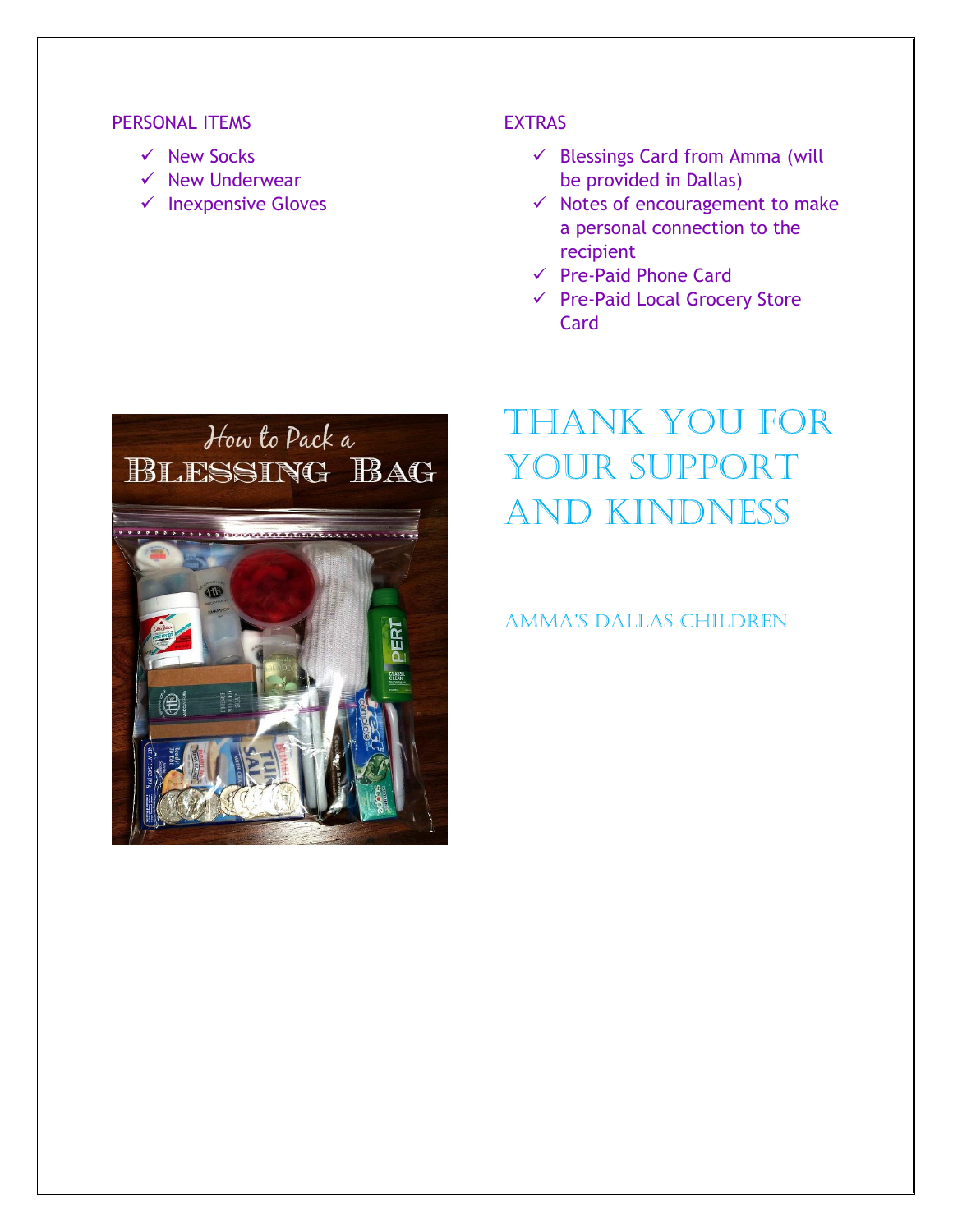PERSONAL ITEMS

- ✓ New Socks
- ✓ New Underwear
- ✓ Inexpensive Gloves

EXTRAS

- ✓ Blessings Card from Amma (will be provided in Dallas)
- ✓ Notes of encouragement to make a personal connection to the recipient
- ✓ Pre-Paid Phone Card
- ✓ Pre-Paid Local Grocery Store Card

# THANK YOU FOR YOUR SUPPORT AND KINDNESS

AMMA'S DALLAS CHILDREN